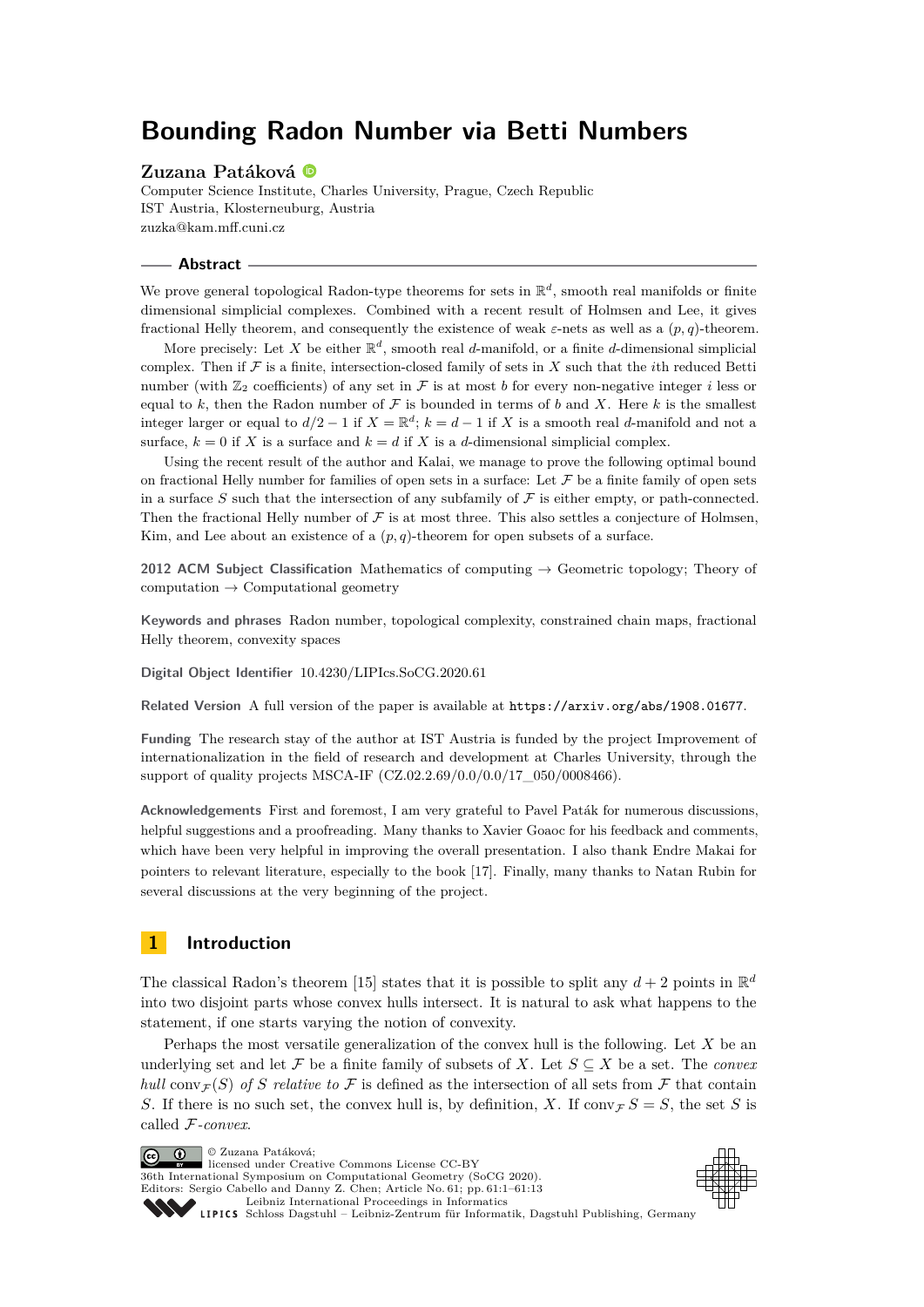# Bounding Radon Number via Betti Numbers

**Zuzana Patáková**

Computer Science Institute, Charles University, Prague, Czech Republic
IST Austria, Klosterneuburg, Austria
zuzka@kam.mff.cuni.cz

## Abstract

We prove general topological Radon-type theorems for sets in $\mathbb{R}^d$, smooth real manifolds or finite dimensional simplicial complexes. Combined with a recent result of Holmsen and Lee, it gives fractional Helly theorem, and consequently the existence of weak $\varepsilon$-nets as well as a $(p, q)$-theorem.

More precisely: Let $X$ be either $\mathbb{R}^d$, smooth real $d$-manifold, or a finite $d$-dimensional simplicial complex. Then if $\mathcal{F}$ is a finite, intersection-closed family of sets in $X$ such that the $i$th reduced Betti number (with $\mathbb{Z}_2$ coefficients) of any set in $\mathcal{F}$ is at most $b$ for every non-negative integer $i$ less or equal to $k$, then the Radon number of $\mathcal{F}$ is bounded in terms of $b$ and $X$. Here $k$ is the smallest integer larger or equal to $d/2 - 1$ if $X = \mathbb{R}^d$; $k = d - 1$ if $X$ is a smooth real $d$-manifold and not a surface, $k = 0$ if $X$ is a surface and $k = d$ if $X$ is a $d$-dimensional simplicial complex.

Using the recent result of the author and Kalai, we manage to prove the following optimal bound on fractional Helly number for families of open sets in a surface: Let $\mathcal{F}$ be a finite family of open sets in a surface $S$ such that the intersection of any subfamily of $\mathcal{F}$ is either empty, or path-connected. Then the fractional Helly number of $\mathcal{F}$ is at most three. This also settles a conjecture of Holmsen, Kim, and Lee about an existence of a $(p, q)$-theorem for open subsets of a surface.

**2012 ACM Subject Classification** Mathematics of computing → Geometric topology; Theory of computation → Computational geometry

**Keywords and phrases** Radon number, topological complexity, constrained chain maps, fractional Helly theorem, convexity spaces

**Digital Object Identifier** 10.4230/LIPIcs.SoCG.2020.61

**Related Version** A full version of the paper is available at https://arxiv.org/abs/1908.01677.

**Funding** The research stay of the author at IST Austria is funded by the project Improvement of internationalization in the field of research and development at Charles University, through the support of quality projects MSCA-IF (CZ.02.2.69/0.0/0.0/17_050/0008466).

**Acknowledgements** First and foremost, I am very grateful to Pavel Paták for numerous discussions, helpful suggestions and a proofreading. Many thanks to Xavier Goaoc for his feedback and comments, which have been very helpful in improving the overall presentation. I also thank Endre Makai for pointers to relevant literature, especially to the book [17]. Finally, many thanks to Natan Rubin for several discussions at the very beginning of the project.

## 1 Introduction

The classical Radon's theorem [15] states that it is possible to split any $d + 2$ points in $\mathbb{R}^d$ into two disjoint parts whose convex hulls intersect. It is natural to ask what happens to the statement, if one starts varying the notion of convexity.

Perhaps the most versatile generalization of the convex hull is the following. Let $X$ be an underlying set and let $\mathcal{F}$ be a finite family of subsets of $X$. Let $S \subseteq X$ be a set. The *convex hull* $\mathrm{conv}_{\mathcal{F}}(S)$ *of* $S$ *relative to* $\mathcal{F}$ is defined as the intersection of all sets from $\mathcal{F}$ that contain $S$. If there is no such set, the convex hull is, by definition, $X$. If $\mathrm{conv}_{\mathcal{F}} S = S$, the set $S$ is called $\mathcal{F}$-*convex*.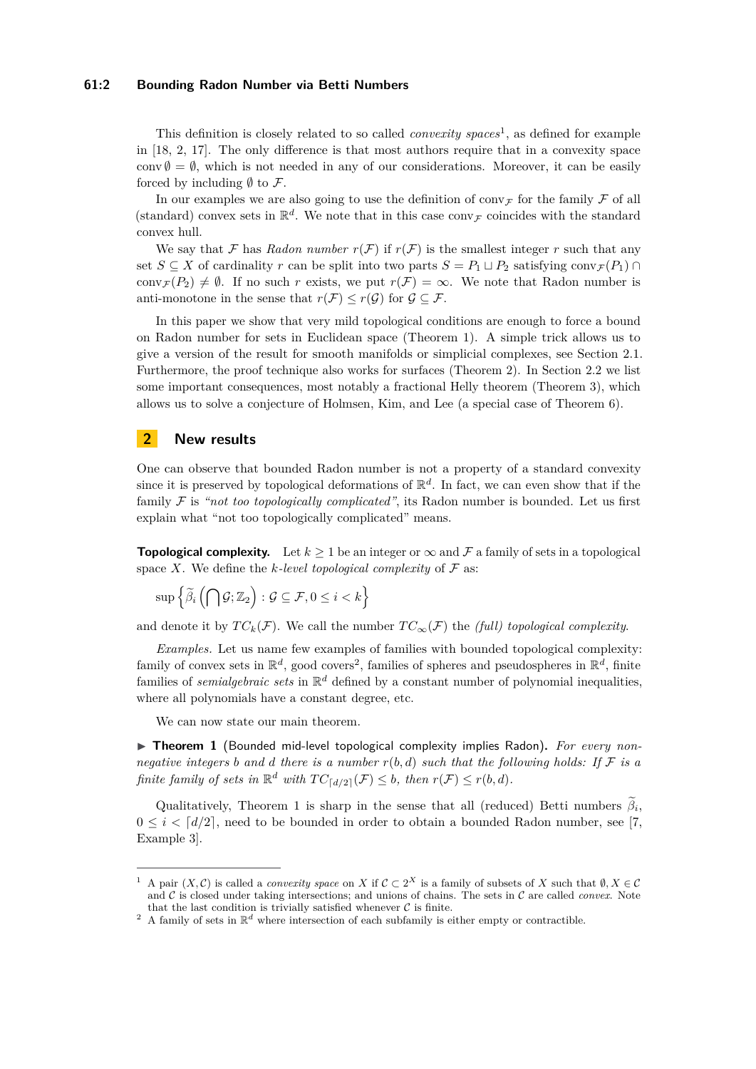This definition is closely related to so called *convexity spaces*[1], as defined for example in [18, 2, 17]. The only difference is that most authors require that in a convexity space $\operatorname{conv} \emptyset = \emptyset$, which is not needed in any of our considerations. Moreover, it can be easily forced by including $\emptyset$ to $\mathcal{F}$.

In our examples we are also going to use the definition of $\operatorname{conv}_{\mathcal{F}}$ for the family $\mathcal{F}$ of all (standard) convex sets in $\mathbb{R}^d$. We note that in this case $\operatorname{conv}_{\mathcal{F}}$ coincides with the standard convex hull.

We say that $\mathcal{F}$ has *Radon number* $r(\mathcal{F})$ if $r(\mathcal{F})$ is the smallest integer $r$ such that any set $S \subseteq X$ of cardinality $r$ can be split into two parts $S = P_1 \sqcup P_2$ satisfying $\operatorname{conv}_{\mathcal{F}}(P_1) \cap \operatorname{conv}_{\mathcal{F}}(P_2) \neq \emptyset$. If no such $r$ exists, we put $r(\mathcal{F}) = \infty$. We note that Radon number is anti-monotone in the sense that $r(\mathcal{F}) \leq r(\mathcal{G})$ for $\mathcal{G} \subseteq \mathcal{F}$.

In this paper we show that very mild topological conditions are enough to force a bound on Radon number for sets in Euclidean space (Theorem 1). A simple trick allows us to give a version of the result for smooth manifolds or simplicial complexes, see Section 2.1. Furthermore, the proof technique also works for surfaces (Theorem 2). In Section 2.2 we list some important consequences, most notably a fractional Helly theorem (Theorem 3), which allows us to solve a conjecture of Holmsen, Kim, and Lee (a special case of Theorem 6).

## 2 New results

One can observe that bounded Radon number is not a property of a standard convexity since it is preserved by topological deformations of $\mathbb{R}^d$. In fact, we can even show that if the family $\mathcal{F}$ is *"not too topologically complicated"*, its Radon number is bounded. Let us first explain what "not too topologically complicated" means.

**Topological complexity.** Let $k \geq 1$ be an integer or $\infty$ and $\mathcal{F}$ a family of sets in a topological space $X$. We define the *k-level topological complexity* of $\mathcal{F}$ as:

$$\sup \left\{ \widetilde{\beta}_i \left( \bigcap \mathcal{G}; \mathbb{Z}_2 \right) : \mathcal{G} \subseteq \mathcal{F}, 0 \leq i < k \right\}$$

and denote it by $TC_k(\mathcal{F})$. We call the number $TC_\infty(\mathcal{F})$ the *(full) topological complexity*.

*Examples.* Let us name few examples of families with bounded topological complexity: family of convex sets in $\mathbb{R}^d$, good covers[2], families of spheres and pseudospheres in $\mathbb{R}^d$, finite families of *semialgebraic sets* in $\mathbb{R}^d$ defined by a constant number of polynomial inequalities, where all polynomials have a constant degree, etc.

We can now state our main theorem.

▶ **Theorem 1** (Bounded mid-level topological complexity implies Radon). *For every non-negative integers $b$ and $d$ there is a number $r(b, d)$ such that the following holds: If $\mathcal{F}$ is a finite family of sets in $\mathbb{R}^d$ with $TC_{\lceil d/2 \rceil}(\mathcal{F}) \leq b$, then $r(\mathcal{F}) \leq r(b, d)$.*

Qualitatively, Theorem 1 is sharp in the sense that all (reduced) Betti numbers $\widetilde{\beta}_i$, $0 \leq i < \lceil d/2 \rceil$, need to be bounded in order to obtain a bounded Radon number, see [7, Example 3].

---

[1] A pair $(X, \mathcal{C})$ is called a *convexity space* on $X$ if $\mathcal{C} \subset 2^X$ is a family of subsets of $X$ such that $\emptyset, X \in \mathcal{C}$ and $\mathcal{C}$ is closed under taking intersections; and unions of chains. The sets in $\mathcal{C}$ are called *convex*. Note that the last condition is trivially satisfied whenever $\mathcal{C}$ is finite.

[2] A family of sets in $\mathbb{R}^d$ where intersection of each subfamily is either empty or contractible.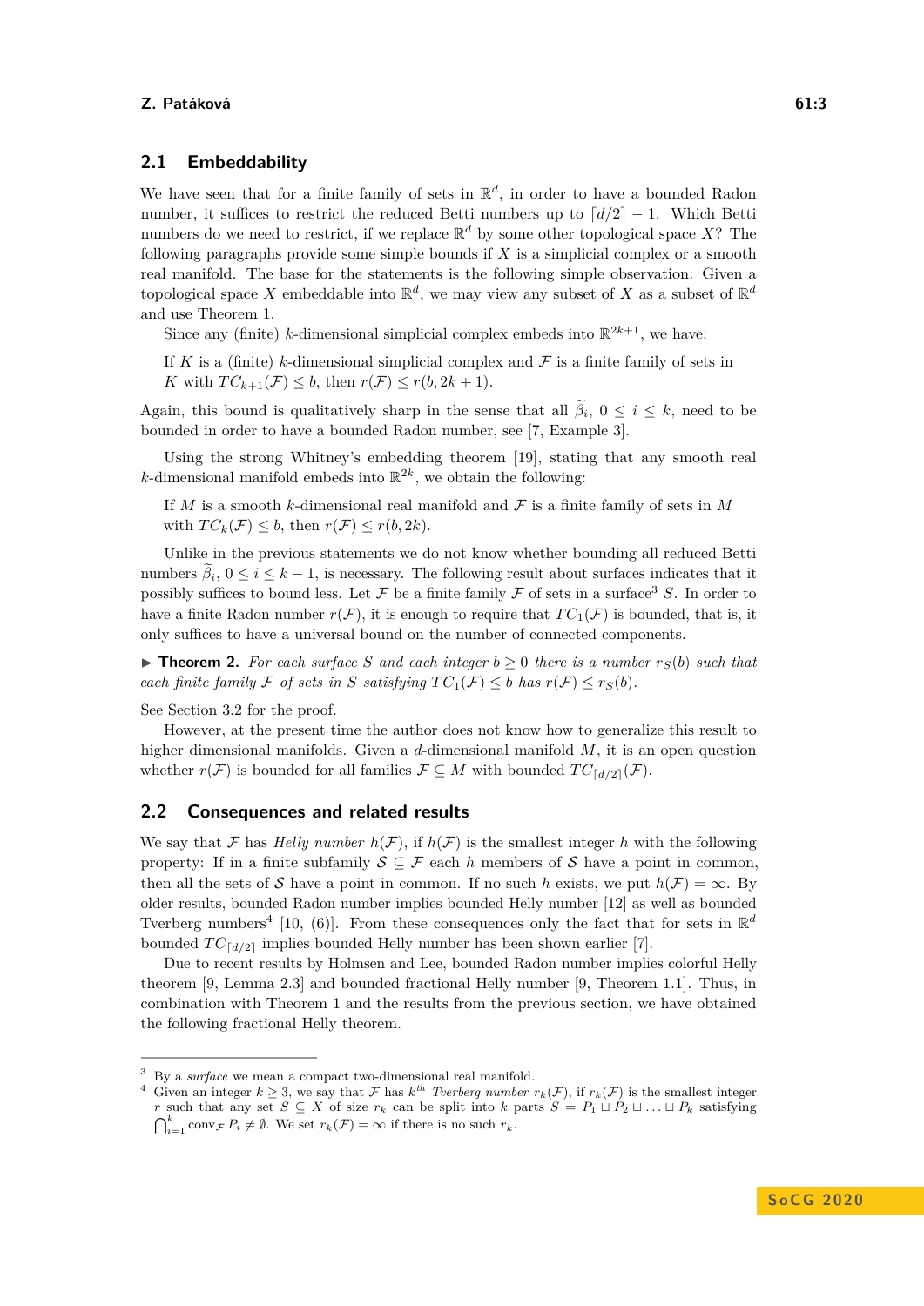### 2.1 Embeddability

We have seen that for a finite family of sets in $\mathbb{R}^d$, in order to have a bounded Radon number, it suffices to restrict the reduced Betti numbers up to $\lceil d/2 \rceil - 1$. Which Betti numbers do we need to restrict, if we replace $\mathbb{R}^d$ by some other topological space $X$? The following paragraphs provide some simple bounds if $X$ is a simplicial complex or a smooth real manifold. The base for the statements is the following simple observation: Given a topological space $X$ embeddable into $\mathbb{R}^d$, we may view any subset of $X$ as a subset of $\mathbb{R}^d$ and use Theorem 1.

Since any (finite) $k$-dimensional simplicial complex embeds into $\mathbb{R}^{2k+1}$, we have:

If $K$ is a (finite) $k$-dimensional simplicial complex and $\mathcal{F}$ is a finite family of sets in $K$ with $TC_{k+1}(\mathcal{F}) \leq b$, then $r(\mathcal{F}) \leq r(b, 2k+1)$.

Again, this bound is qualitatively sharp in the sense that all $\widetilde{\beta}_i$, $0 \leq i \leq k$, need to be bounded in order to have a bounded Radon number, see [7, Example 3].

Using the strong Whitney's embedding theorem [19], stating that any smooth real $k$-dimensional manifold embeds into $\mathbb{R}^{2k}$, we obtain the following:

If $M$ is a smooth $k$-dimensional real manifold and $\mathcal{F}$ is a finite family of sets in $M$ with $TC_k(\mathcal{F}) \leq b$, then $r(\mathcal{F}) \leq r(b, 2k)$.

Unlike in the previous statements we do not know whether bounding all reduced Betti numbers $\widetilde{\beta}_i$, $0 \leq i \leq k-1$, is necessary. The following result about surfaces indicates that it possibly suffices to bound less. Let $\mathcal{F}$ be a finite family $\mathcal{F}$ of sets in a surface[3] $S$. In order to have a finite Radon number $r(\mathcal{F})$, it is enough to require that $TC_1(\mathcal{F})$ is bounded, that is, it only suffices to have a universal bound on the number of connected components.

▶ **Theorem 2.** *For each surface $S$ and each integer $b \geq 0$ there is a number $r_S(b)$ such that each finite family $\mathcal{F}$ of sets in $S$ satisfying $TC_1(\mathcal{F}) \leq b$ has $r(\mathcal{F}) \leq r_S(b)$.*

See Section 3.2 for the proof.

However, at the present time the author does not know how to generalize this result to higher dimensional manifolds. Given a $d$-dimensional manifold $M$, it is an open question whether $r(\mathcal{F})$ is bounded for all families $\mathcal{F} \subseteq M$ with bounded $TC_{\lceil d/2 \rceil}(\mathcal{F})$.

### 2.2 Consequences and related results

We say that $\mathcal{F}$ has *Helly number* $h(\mathcal{F})$, if $h(\mathcal{F})$ is the smallest integer $h$ with the following property: If in a finite subfamily $\mathcal{S} \subseteq \mathcal{F}$ each $h$ members of $\mathcal{S}$ have a point in common, then all the sets of $\mathcal{S}$ have a point in common. If no such $h$ exists, we put $h(\mathcal{F}) = \infty$. By older results, bounded Radon number implies bounded Helly number [12] as well as bounded Tverberg numbers[4] [10, (6)]. From these consequences only the fact that for sets in $\mathbb{R}^d$ bounded $TC_{\lceil d/2 \rceil}$ implies bounded Helly number has been shown earlier [7].

Due to recent results by Holmsen and Lee, bounded Radon number implies colorful Helly theorem [9, Lemma 2.3] and bounded fractional Helly number [9, Theorem 1.1]. Thus, in combination with Theorem 1 and the results from the previous section, we have obtained the following fractional Helly theorem.

---

[3] By a *surface* we mean a compact two-dimensional real manifold.

[4] Given an integer $k \geq 3$, we say that $\mathcal{F}$ has $k^{th}$ *Tverberg number* $r_k(\mathcal{F})$, if $r_k(\mathcal{F})$ is the smallest integer $r$ such that any set $S \subseteq X$ of size $r_k$ can be split into $k$ parts $S = P_1 \sqcup P_2 \sqcup \ldots \sqcup P_k$ satisfying $\bigcap_{i=1}^{k} \operatorname{conv}_{\mathcal{F}} P_i \neq \emptyset$. We set $r_k(\mathcal{F}) = \infty$ if there is no such $r_k$.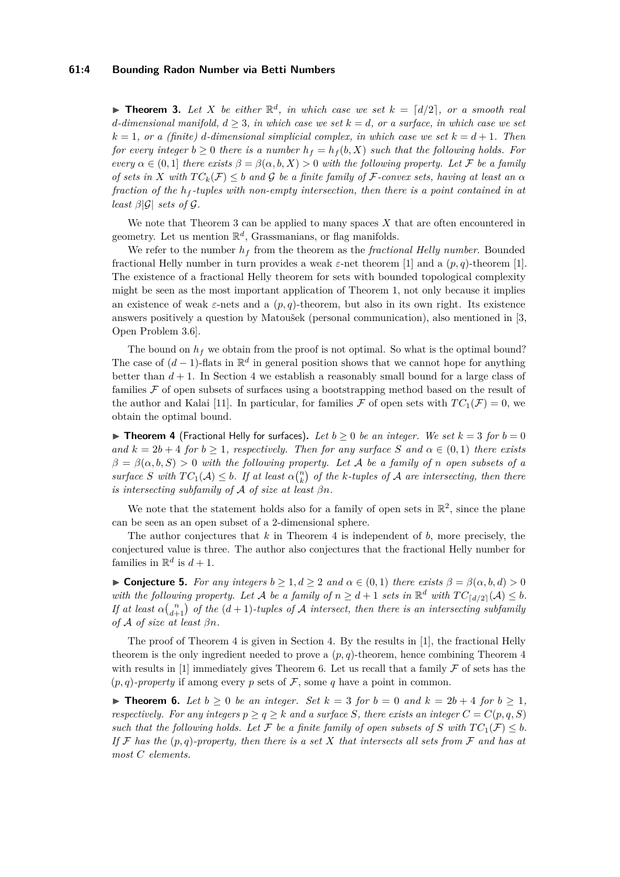▶ **Theorem 3.** *Let $X$ be either $\mathbb{R}^d$, in which case we set $k = \lceil d/2 \rceil$, or a smooth real $d$-dimensional manifold, $d \geq 3$, in which case we set $k = d$, or a surface, in which case we set $k = 1$, or a (finite) $d$-dimensional simplicial complex, in which case we set $k = d + 1$. Then for every integer $b \geq 0$ there is a number $h_f = h_f(b, X)$ such that the following holds. For every $\alpha \in (0, 1]$ there exists $\beta = \beta(\alpha, b, X) > 0$ with the following property. Let $\mathcal{F}$ be a family of sets in $X$ with $TC_k(\mathcal{F}) \leq b$ and $\mathcal{G}$ be a finite family of $\mathcal{F}$-convex sets, having at least an $\alpha$ fraction of the $h_f$-tuples with non-empty intersection, then there is a point contained in at least $\beta|\mathcal{G}|$ sets of $\mathcal{G}$.*

We note that Theorem 3 can be applied to many spaces $X$ that are often encountered in geometry. Let us mention $\mathbb{R}^d$, Grassmanians, or flag manifolds.

We refer to the number $h_f$ from the theorem as the *fractional Helly number*. Bounded fractional Helly number in turn provides a weak $\varepsilon$-net theorem [1] and a $(p, q)$-theorem [1]. The existence of a fractional Helly theorem for sets with bounded topological complexity might be seen as the most important application of Theorem 1, not only because it implies an existence of weak $\varepsilon$-nets and a $(p, q)$-theorem, but also in its own right. Its existence answers positively a question by Matoušek (personal communication), also mentioned in [3, Open Problem 3.6].

The bound on $h_f$ we obtain from the proof is not optimal. So what is the optimal bound? The case of $(d-1)$-flats in $\mathbb{R}^d$ in general position shows that we cannot hope for anything better than $d + 1$. In Section 4 we establish a reasonably small bound for a large class of families $\mathcal{F}$ of open subsets of surfaces using a bootstrapping method based on the result of the author and Kalai [11]. In particular, for families $\mathcal{F}$ of open sets with $TC_1(\mathcal{F}) = 0$, we obtain the optimal bound.

▶ **Theorem 4** (Fractional Helly for surfaces)**.** *Let $b \geq 0$ be an integer. We set $k = 3$ for $b = 0$ and $k = 2b + 4$ for $b \geq 1$, respectively. Then for any surface $S$ and $\alpha \in (0, 1)$ there exists $\beta = \beta(\alpha, b, S) > 0$ with the following property. Let $\mathcal{A}$ be a family of $n$ open subsets of a surface $S$ with $TC_1(\mathcal{A}) \leq b$. If at least $\alpha\binom{n}{k}$ of the $k$-tuples of $\mathcal{A}$ are intersecting, then there is intersecting subfamily of $\mathcal{A}$ of size at least $\beta n$.*

We note that the statement holds also for a family of open sets in $\mathbb{R}^2$, since the plane can be seen as an open subset of a 2-dimensional sphere.

The author conjectures that $k$ in Theorem 4 is independent of $b$, more precisely, the conjectured value is three. The author also conjectures that the fractional Helly number for families in $\mathbb{R}^d$ is $d + 1$.

▶ **Conjecture 5.** *For any integers $b \geq 1, d \geq 2$ and $\alpha \in (0, 1)$ there exists $\beta = \beta(\alpha, b, d) > 0$ with the following property. Let $\mathcal{A}$ be a family of $n \geq d + 1$ sets in $\mathbb{R}^d$ with $TC_{\lceil d/2 \rceil}(\mathcal{A}) \leq b$. If at least $\alpha\binom{n}{d+1}$ of the $(d + 1)$-tuples of $\mathcal{A}$ intersect, then there is an intersecting subfamily of $\mathcal{A}$ of size at least $\beta n$.*

The proof of Theorem 4 is given in Section 4. By the results in [1], the fractional Helly theorem is the only ingredient needed to prove a $(p, q)$-theorem, hence combining Theorem 4 with results in [1] immediately gives Theorem 6. Let us recall that a family $\mathcal{F}$ of sets has the $(p, q)$*-property* if among every $p$ sets of $\mathcal{F}$, some $q$ have a point in common.

▶ **Theorem 6.** *Let $b \geq 0$ be an integer. Set $k = 3$ for $b = 0$ and $k = 2b + 4$ for $b \geq 1$, respectively. For any integers $p \geq q \geq k$ and a surface $S$, there exists an integer $C = C(p, q, S)$ such that the following holds. Let $\mathcal{F}$ be a finite family of open subsets of $S$ with $TC_1(\mathcal{F}) \leq b$. If $\mathcal{F}$ has the $(p, q)$-property, then there is a set $X$ that intersects all sets from $\mathcal{F}$ and has at most $C$ elements.*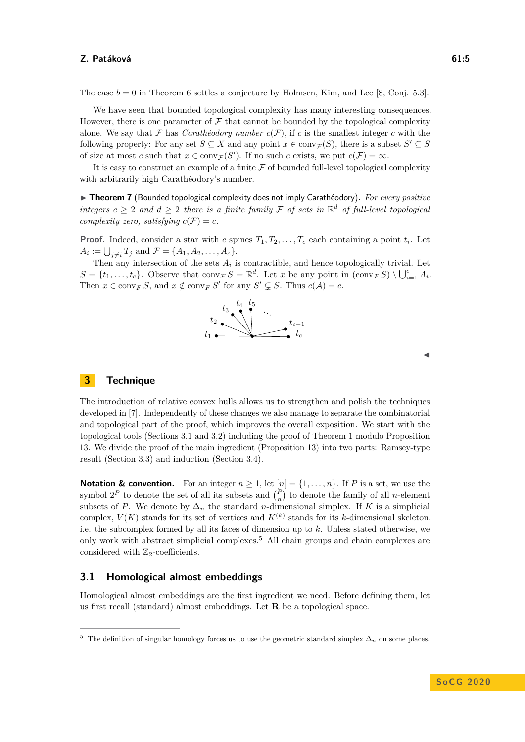The case $b = 0$ in Theorem 6 settles a conjecture by Holmsen, Kim, and Lee [8, Conj. 5.3].

We have seen that bounded topological complexity has many interesting consequences. However, there is one parameter of $\mathcal{F}$ that cannot be bounded by the topological complexity alone. We say that $\mathcal{F}$ has *Carathéodory number* $c(\mathcal{F})$, if $c$ is the smallest integer $c$ with the following property: For any set $S \subseteq X$ and any point $x \in \operatorname{conv}_{\mathcal{F}}(S)$, there is a subset $S' \subseteq S$ of size at most $c$ such that $x \in \operatorname{conv}_{\mathcal{F}}(S')$. If no such $c$ exists, we put $c(\mathcal{F}) = \infty$.

It is easy to construct an example of a finite $\mathcal{F}$ of bounded full-level topological complexity with arbitrarily high Carathéodory's number.

▶ **Theorem 7** (Bounded topological complexity does not imply Carathéodory). *For every positive integers $c \geq 2$ and $d \geq 2$ there is a finite family $\mathcal{F}$ of sets in $\mathbb{R}^d$ of full-level topological complexity zero, satisfying $c(\mathcal{F}) = c$.*

**Proof.** Indeed, consider a star with $c$ spines $T_1, T_2, \ldots, T_c$ each containing a point $t_i$. Let $A_i := \bigcup_{j \neq i} T_j$ and $\mathcal{F} = \{A_1, A_2, \ldots, A_c\}$.

Then any intersection of the sets $A_i$ is contractible, and hence topologically trivial. Let $S = \{t_1, \ldots, t_c\}$. Observe that $\operatorname{conv}_{\mathcal{F}} S = \mathbb{R}^d$. Let $x$ be any point in $(\operatorname{conv}_{\mathcal{F}} S) \setminus \bigcup_{i=1}^{c} A_i$. Then $x \in \operatorname{conv}_F S$, and $x \notin \operatorname{conv}_F S'$ for any $S' \subsetneq S$. Thus $c(\mathcal{A}) = c$.

◀

## 3 Technique

The introduction of relative convex hulls allows us to strengthen and polish the techniques developed in [7]. Independently of these changes we also manage to separate the combinatorial and topological part of the proof, which improves the overall exposition. We start with the topological tools (Sections 3.1 and 3.2) including the proof of Theorem 1 modulo Proposition 13. We divide the proof of the main ingredient (Proposition 13) into two parts: Ramsey-type result (Section 3.3) and induction (Section 3.4).

**Notation & convention.** For an integer $n \geq 1$, let $[n] = \{1, \ldots, n\}$. If $P$ is a set, we use the symbol $2^P$ to denote the set of all its subsets and $\binom{P}{n}$ to denote the family of all $n$-element subsets of $P$. We denote by $\Delta_n$ the standard $n$-dimensional simplex. If $K$ is a simplicial complex, $V(K)$ stands for its set of vertices and $K^{(k)}$ stands for its $k$-dimensional skeleton, i.e. the subcomplex formed by all its faces of dimension up to $k$. Unless stated otherwise, we only work with abstract simplicial complexes.[5] All chain groups and chain complexes are considered with $\mathbb{Z}_2$-coefficients.

### 3.1 Homological almost embeddings

Homological almost embeddings are the first ingredient we need. Before defining them, let us first recall (standard) almost embeddings. Let $\mathbf{R}$ be a topological space.

[5] The definition of singular homology forces us to use the geometric standard simplex $\Delta_n$ on some places.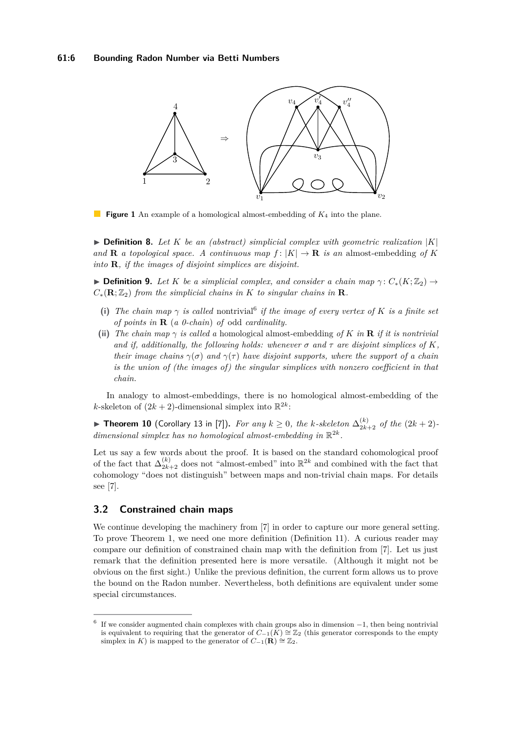**Figure 1** An example of a homological almost-embedding of $K_4$ into the plane.

▶ **Definition 8.** *Let $K$ be an (abstract) simplicial complex with geometric realization $|K|$ and $\mathbf{R}$ a topological space. A continuous map $f\colon |K| \to \mathbf{R}$ is an* almost-embedding *of $K$ into $\mathbf{R}$, if the images of disjoint simplices are disjoint.*

▶ **Definition 9.** *Let $K$ be a simplicial complex, and consider a chain map $\gamma\colon C_*(K;\mathbb{Z}_2) \to C_*(\mathbf{R};\mathbb{Z}_2)$ from the simplicial chains in $K$ to singular chains in $\mathbf{R}$.*

- **(i)** *The chain map $\gamma$ is called* nontrivial[6] *if the image of every vertex of $K$ is a finite set of points in $\mathbf{R}$ (a 0-chain) of* odd *cardinality.*
- **(ii)** *The chain map $\gamma$ is called a* homological almost-embedding *of $K$ in $\mathbf{R}$ if it is nontrivial and if, additionally, the following holds: whenever $\sigma$ and $\tau$ are disjoint simplices of $K$, their image chains $\gamma(\sigma)$ and $\gamma(\tau)$ have disjoint supports, where the support of a chain is the union of (the images of) the singular simplices with nonzero coefficient in that chain.*

In analogy to almost-embeddings, there is no homological almost-embedding of the $k$-skeleton of $(2k+2)$-dimensional simplex into $\mathbb{R}^{2k}$:

▶ **Theorem 10** (Corollary 13 in [7])**.** *For any $k \geq 0$, the $k$-skeleton $\Delta_{2k+2}^{(k)}$ of the $(2k+2)$-dimensional simplex has no homological almost-embedding in $\mathbb{R}^{2k}$.*

Let us say a few words about the proof. It is based on the standard cohomological proof of the fact that $\Delta_{2k+2}^{(k)}$ does not "almost-embed" into $\mathbb{R}^{2k}$ and combined with the fact that cohomology "does not distinguish" between maps and non-trivial chain maps. For details see [7].

## 3.2 Constrained chain maps

We continue developing the machinery from [7] in order to capture our more general setting. To prove Theorem 1, we need one more definition (Definition 11). A curious reader may compare our definition of constrained chain map with the definition from [7]. Let us just remark that the definition presented here is more versatile. (Although it might not be obvious on the first sight.) Unlike the previous definition, the current form allows us to prove the bound on the Radon number. Nevertheless, both definitions are equivalent under some special circumstances.

[6] If we consider augmented chain complexes with chain groups also in dimension $-1$, then being nontrivial is equivalent to requiring that the generator of $C_{-1}(K) \cong \mathbb{Z}_2$ (this generator corresponds to the empty simplex in $K$) is mapped to the generator of $C_{-1}(\mathbf{R}) \cong \mathbb{Z}_2$.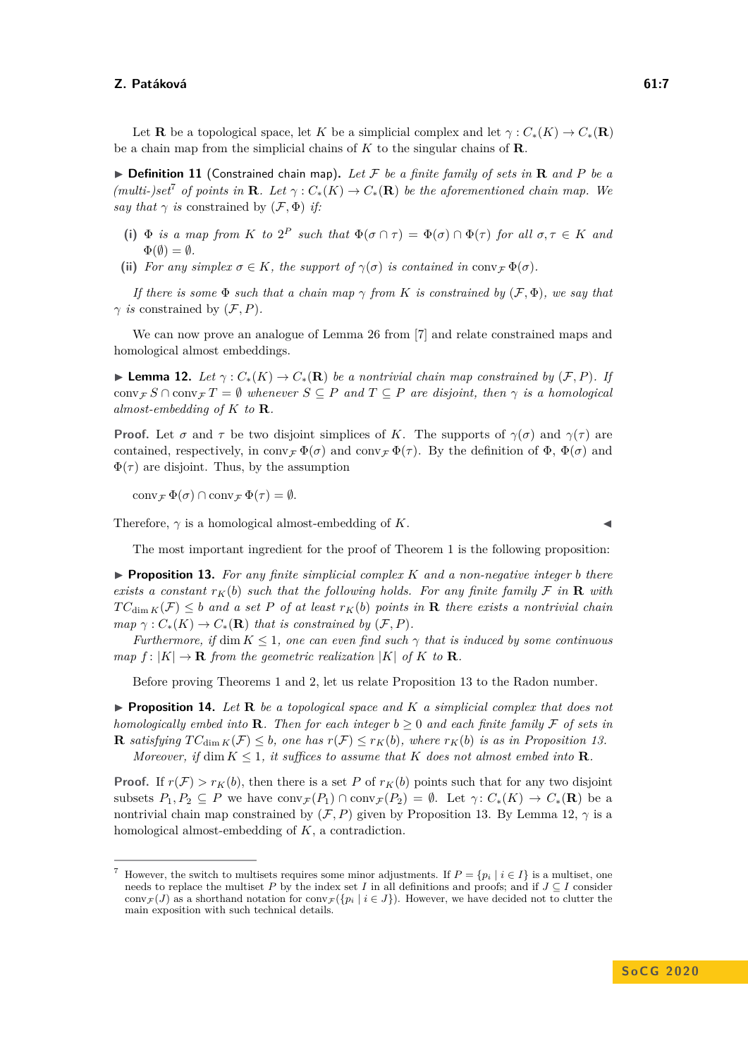Let $\mathbf{R}$ be a topological space, let $K$ be a simplicial complex and let $\gamma : C_*(K) \to C_*(\mathbf{R})$ be a chain map from the simplicial chains of $K$ to the singular chains of $\mathbf{R}$.

▶ **Definition 11** (Constrained chain map). *Let $\mathcal{F}$ be a finite family of sets in $\mathbf{R}$ and $P$ be a (multi-)set*[7] *of points in $\mathbf{R}$. Let $\gamma : C_*(K) \to C_*(\mathbf{R})$ be the aforementioned chain map. We say that $\gamma$ is* constrained by $(\mathcal{F}, \Phi)$ *if:*

**(i)** *$\Phi$ is a map from $K$ to $2^P$ such that $\Phi(\sigma \cap \tau) = \Phi(\sigma) \cap \Phi(\tau)$ for all $\sigma, \tau \in K$ and $\Phi(\emptyset) = \emptyset$.*

**(ii)** *For any simplex $\sigma \in K$, the support of $\gamma(\sigma)$ is contained in $\operatorname{conv}_{\mathcal{F}} \Phi(\sigma)$.*

*If there is some $\Phi$ such that a chain map $\gamma$ from $K$ is constrained by $(\mathcal{F}, \Phi)$, we say that $\gamma$ is* constrained by $(\mathcal{F}, P)$*.*

We can now prove an analogue of Lemma 26 from [7] and relate constrained maps and homological almost embeddings.

▶ **Lemma 12.** *Let $\gamma : C_*(K) \to C_*(\mathbf{R})$ be a nontrivial chain map constrained by $(\mathcal{F}, P)$. If $\operatorname{conv}_{\mathcal{F}} S \cap \operatorname{conv}_{\mathcal{F}} T = \emptyset$ whenever $S \subseteq P$ and $T \subseteq P$ are disjoint, then $\gamma$ is a homological almost-embedding of $K$ to $\mathbf{R}$.*

**Proof.** Let $\sigma$ and $\tau$ be two disjoint simplices of $K$. The supports of $\gamma(\sigma)$ and $\gamma(\tau)$ are contained, respectively, in $\operatorname{conv}_{\mathcal{F}} \Phi(\sigma)$ and $\operatorname{conv}_{\mathcal{F}} \Phi(\tau)$. By the definition of $\Phi$, $\Phi(\sigma)$ and $\Phi(\tau)$ are disjoint. Thus, by the assumption

$$\operatorname{conv}_{\mathcal{F}} \Phi(\sigma) \cap \operatorname{conv}_{\mathcal{F}} \Phi(\tau) = \emptyset.$$

Therefore, $\gamma$ is a homological almost-embedding of $K$. ◀

The most important ingredient for the proof of Theorem 1 is the following proposition:

▶ **Proposition 13.** *For any finite simplicial complex $K$ and a non-negative integer $b$ there exists a constant $r_K(b)$ such that the following holds. For any finite family $\mathcal{F}$ in $\mathbf{R}$ with $TC_{\dim K}(\mathcal{F}) \leq b$ and a set $P$ of at least $r_K(b)$ points in $\mathbf{R}$ there exists a nontrivial chain map $\gamma : C_*(K) \to C_*(\mathbf{R})$ that is constrained by $(\mathcal{F}, P)$.*

*Furthermore, if $\dim K \leq 1$, one can even find such $\gamma$ that is induced by some continuous map $f : |K| \to \mathbf{R}$ from the geometric realization $|K|$ of $K$ to $\mathbf{R}$.*

Before proving Theorems 1 and 2, let us relate Proposition 13 to the Radon number.

▶ **Proposition 14.** *Let $\mathbf{R}$ be a topological space and $K$ a simplicial complex that does not homologically embed into $\mathbf{R}$. Then for each integer $b \geq 0$ and each finite family $\mathcal{F}$ of sets in $\mathbf{R}$ satisfying $TC_{\dim K}(\mathcal{F}) \leq b$, one has $r(\mathcal{F}) \leq r_K(b)$, where $r_K(b)$ is as in Proposition 13.*

*Moreover, if $\dim K \leq 1$, it suffices to assume that $K$ does not almost embed into $\mathbf{R}$.*

**Proof.** If $r(\mathcal{F}) > r_K(b)$, then there is a set $P$ of $r_K(b)$ points such that for any two disjoint subsets $P_1, P_2 \subseteq P$ we have $\operatorname{conv}_{\mathcal{F}}(P_1) \cap \operatorname{conv}_{\mathcal{F}}(P_2) = \emptyset$. Let $\gamma : C_*(K) \to C_*(\mathbf{R})$ be a nontrivial chain map constrained by $(\mathcal{F}, P)$ given by Proposition 13. By Lemma 12, $\gamma$ is a homological almost-embedding of $K$, a contradiction.

---

[7] However, the switch to multisets requires some minor adjustments. If $P = \{p_i \mid i \in I\}$ is a multiset, one needs to replace the multiset $P$ by the index set $I$ in all definitions and proofs; and if $J \subseteq I$ consider $\operatorname{conv}_{\mathcal{F}}(J)$ as a shorthand notation for $\operatorname{conv}_{\mathcal{F}}(\{p_i \mid i \in J\})$. However, we have decided not to clutter the main exposition with such technical details.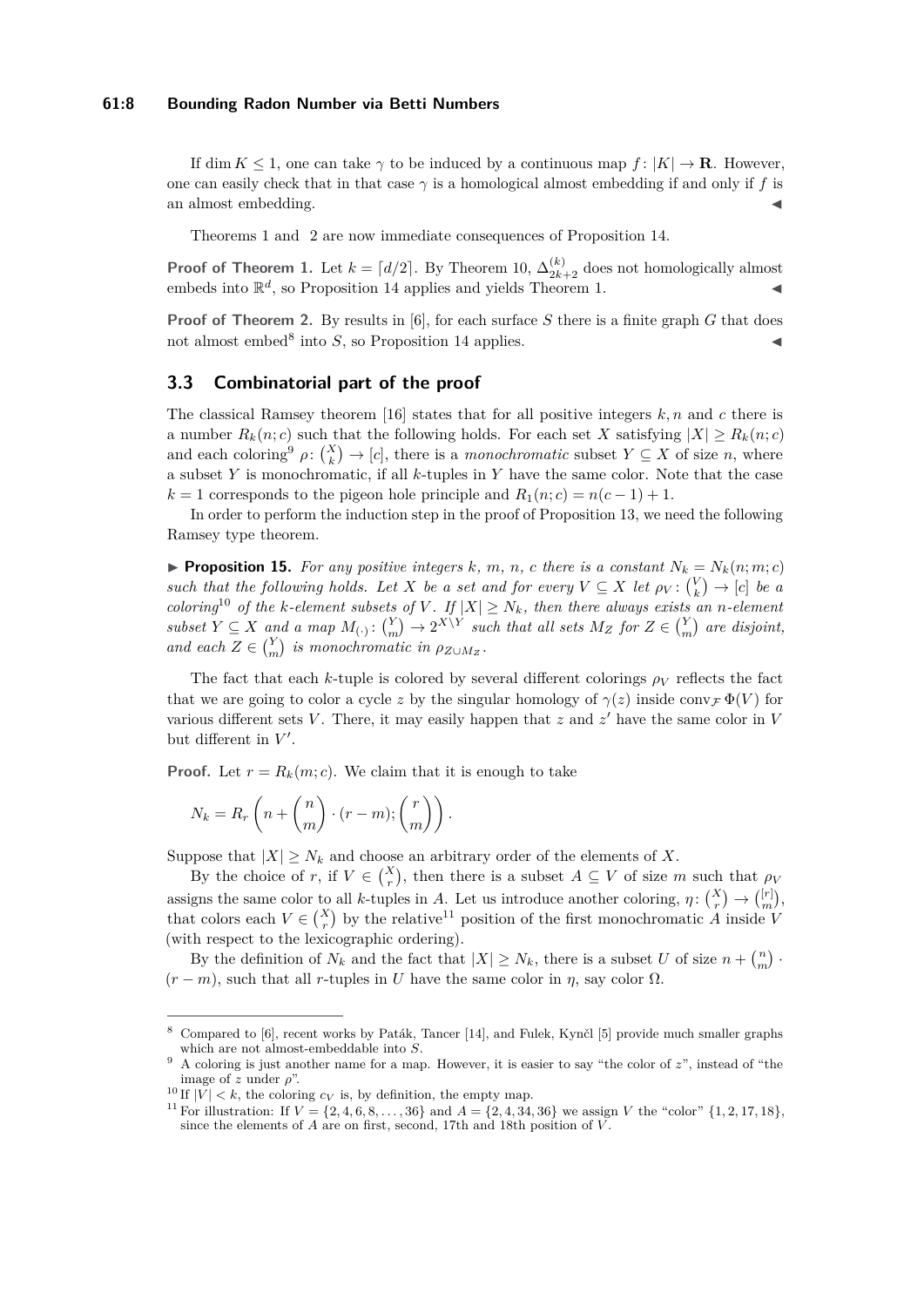If $\dim K \leq 1$, one can take $\gamma$ to be induced by a continuous map $f\colon |K| \to \mathbf{R}$. However, one can easily check that in that case $\gamma$ is a homological almost embedding if and only if $f$ is an almost embedding. ◀

Theorems 1 and 2 are now immediate consequences of Proposition 14.

**Proof of Theorem 1.** Let $k = \lceil d/2 \rceil$. By Theorem 10, $\Delta^{(k)}_{2k+2}$ does not homologically almost embeds into $\mathbb{R}^d$, so Proposition 14 applies and yields Theorem 1. ◀

**Proof of Theorem 2.** By results in [6], for each surface $S$ there is a finite graph $G$ that does not almost embed[8] into $S$, so Proposition 14 applies. ◀

### 3.3 Combinatorial part of the proof

The classical Ramsey theorem [16] states that for all positive integers $k, n$ and $c$ there is a number $R_k(n; c)$ such that the following holds. For each set $X$ satisfying $|X| \geq R_k(n; c)$ and each coloring[9] $\rho\colon \binom{X}{k} \to [c]$, there is a *monochromatic* subset $Y \subseteq X$ of size $n$, where a subset $Y$ is monochromatic, if all $k$-tuples in $Y$ have the same color. Note that the case $k = 1$ corresponds to the pigeon hole principle and $R_1(n; c) = n(c-1) + 1$.

In order to perform the induction step in the proof of Proposition 13, we need the following Ramsey type theorem.

▶ **Proposition 15.** *For any positive integers $k$, $m$, $n$, $c$ there is a constant $N_k = N_k(n; m; c)$ such that the following holds. Let $X$ be a set and for every $V \subseteq X$ let $\rho_V\colon \binom{V}{k} \to [c]$ be a coloring[10] of the $k$-element subsets of $V$. If $|X| \geq N_k$, then there always exists an $n$-element subset $Y \subseteq X$ and a map $M_{(\cdot)}\colon \binom{Y}{m} \to 2^{X \setminus Y}$ such that all sets $M_Z$ for $Z \in \binom{Y}{m}$ are disjoint, and each $Z \in \binom{Y}{m}$ is monochromatic in $\rho_{Z \cup M_Z}$.*

The fact that each $k$-tuple is colored by several different colorings $\rho_V$ reflects the fact that we are going to color a cycle $z$ by the singular homology of $\gamma(z)$ inside $\operatorname{conv}_{\mathcal{F}} \Phi(V)$ for various different sets $V$. There, it may easily happen that $z$ and $z'$ have the same color in $V$ but different in $V'$.

**Proof.** Let $r = R_k(m; c)$. We claim that it is enough to take

$$N_k = R_r\left(n + \binom{n}{m} \cdot (r - m); \binom{r}{m}\right).$$

Suppose that $|X| \geq N_k$ and choose an arbitrary order of the elements of $X$.

By the choice of $r$, if $V \in \binom{X}{r}$, then there is a subset $A \subseteq V$ of size $m$ such that $\rho_V$ assigns the same color to all $k$-tuples in $A$. Let us introduce another coloring, $\eta\colon \binom{X}{r} \to \binom{[r]}{m}$, that colors each $V \in \binom{X}{r}$ by the relative[11] position of the first monochromatic $A$ inside $V$ (with respect to the lexicographic ordering).

By the definition of $N_k$ and the fact that $|X| \geq N_k$, there is a subset $U$ of size $n + \binom{n}{m} \cdot (r - m)$, such that all $r$-tuples in $U$ have the same color in $\eta$, say color $\Omega$.

---

[8] Compared to [6], recent works by Paták, Tancer [14], and Fulek, Kynčl [5] provide much smaller graphs which are not almost-embeddable into $S$.

[9] A coloring is just another name for a map. However, it is easier to say "the color of $z$", instead of "the image of $z$ under $\rho$".

[10] If $|V| < k$, the coloring $c_V$ is, by definition, the empty map.

[11] For illustration: If $V = \{2, 4, 6, 8, \ldots, 36\}$ and $A = \{2, 4, 34, 36\}$ we assign $V$ the "color" $\{1, 2, 17, 18\}$, since the elements of $A$ are on first, second, 17th and 18th position of $V$.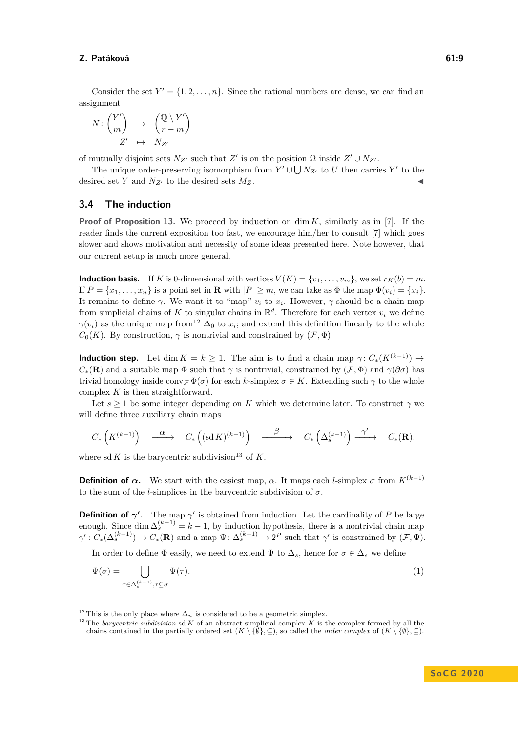Consider the set $Y' = \{1, 2, \dots, n\}$. Since the rational numbers are dense, we can find an assignment

$$N \colon \binom{Y'}{m} \to \binom{\mathbb{Q} \setminus Y'}{r-m}$$
$$Z' \mapsto N_{Z'}$$

of mutually disjoint sets $N_{Z'}$ such that $Z'$ is on the position $\Omega$ inside $Z' \cup N_{Z'}$.

The unique order-preserving isomorphism from $Y' \cup \bigcup N_{Z'}$ to $U$ then carries $Y'$ to the desired set $Y$ and $N_{Z'}$ to the desired sets $M_Z$. ◀

## 3.4 The induction

**Proof of Proposition 13.** We proceed by induction on $\dim K$, similarly as in [7]. If the reader finds the current exposition too fast, we encourage him/her to consult [7] which goes slower and shows motivation and necessity of some ideas presented here. Note however, that our current setup is much more general.

**Induction basis.** If $K$ is 0-dimensional with vertices $V(K) = \{v_1, \dots, v_m\}$, we set $r_K(b) = m$. If $P = \{x_1, \dots, x_n\}$ is a point set in $\mathbf{R}$ with $|P| \geq m$, we can take as $\Phi$ the map $\Phi(v_i) = \{x_i\}$. It remains to define $\gamma$. We want it to "map" $v_i$ to $x_i$. However, $\gamma$ should be a chain map from simplicial chains of $K$ to singular chains in $\mathbb{R}^d$. Therefore for each vertex $v_i$ we define $\gamma(v_i)$ as the unique map from[12] $\Delta_0$ to $x_i$; and extend this definition linearly to the whole $C_0(K)$. By construction, $\gamma$ is nontrivial and constrained by $(\mathcal{F}, \Phi)$.

**Induction step.** Let $\dim K = k \geq 1$. The aim is to find a chain map $\gamma \colon C_*(K^{(k-1)}) \to C_*(\mathbf{R})$ and a suitable map $\Phi$ such that $\gamma$ is nontrivial, constrained by $(\mathcal{F}, \Phi)$ and $\gamma(\partial\sigma)$ has trivial homology inside $\operatorname{conv}_{\mathcal{F}} \Phi(\sigma)$ for each $k$-simplex $\sigma \in K$. Extending such $\gamma$ to the whole complex $K$ is then straightforward.

Let $s \geq 1$ be some integer depending on $K$ which we determine later. To construct $\gamma$ we will define three auxiliary chain maps

$$C_*\left(K^{(k-1)}\right) \xrightarrow{\alpha} C_*\left((\operatorname{sd} K)^{(k-1)}\right) \xrightarrow{\beta} C_*\left(\Delta_s^{(k-1)}\right) \xrightarrow{\gamma'} C_*(\mathbf{R}),$$

where $\operatorname{sd} K$ is the barycentric subdivision[13] of $K$.

**Definition of $\alpha$.** We start with the easiest map, $\alpha$. It maps each $l$-simplex $\sigma$ from $K^{(k-1)}$ to the sum of the $l$-simplices in the barycentric subdivision of $\sigma$.

**Definition of $\gamma'$.** The map $\gamma'$ is obtained from induction. Let the cardinality of $P$ be large enough. Since $\dim \Delta_s^{(k-1)} = k-1$, by induction hypothesis, there is a nontrivial chain map $\gamma' : C_*(\Delta_s^{(k-1)}) \to C_*(\mathbf{R})$ and a map $\Psi \colon \Delta_s^{(k-1)} \to 2^P$ such that $\gamma'$ is constrained by $(\mathcal{F}, \Psi)$.

In order to define $\Phi$ easily, we need to extend $\Psi$ to $\Delta_s$, hence for $\sigma \in \Delta_s$ we define

$$\Psi(\sigma) = \bigcup_{\tau \in \Delta_s^{(k-1)}, \tau \subseteq \sigma} \Psi(\tau). \tag{1}$$

---

[12] This is the only place where $\Delta_n$ is considered to be a geometric simplex.

[13] The *barycentric subdivision* $\operatorname{sd} K$ of an abstract simplicial complex $K$ is the complex formed by all the chains contained in the partially ordered set $(K \setminus \{\emptyset\}, \subseteq)$, so called the *order complex* of $(K \setminus \{\emptyset\}, \subseteq)$.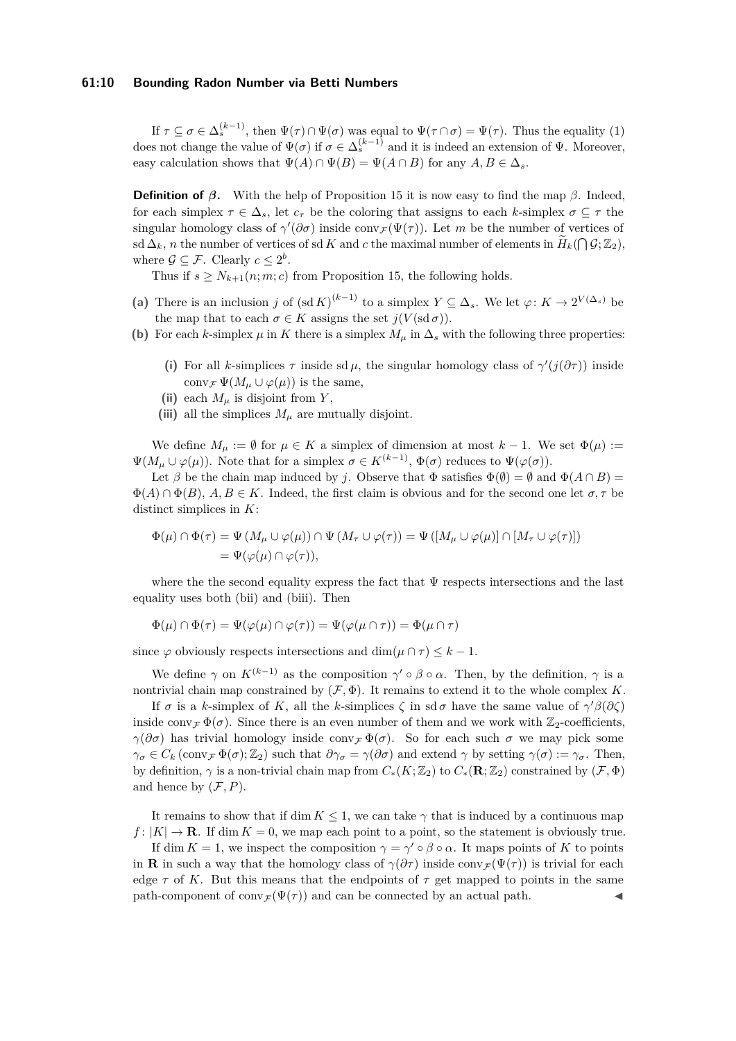If $\tau \subseteq \sigma \in \Delta_s^{(k-1)}$, then $\Psi(\tau) \cap \Psi(\sigma)$ was equal to $\Psi(\tau \cap \sigma) = \Psi(\tau)$. Thus the equality (1) does not change the value of $\Psi(\sigma)$ if $\sigma \in \Delta_s^{(k-1)}$ and it is indeed an extension of $\Psi$. Moreover, easy calculation shows that $\Psi(A) \cap \Psi(B) = \Psi(A \cap B)$ for any $A, B \in \Delta_s$.

**Definition of $\beta$.** With the help of Proposition 15 it is now easy to find the map $\beta$. Indeed, for each simplex $\tau \in \Delta_s$, let $c_\tau$ be the coloring that assigns to each $k$-simplex $\sigma \subseteq \tau$ the singular homology class of $\gamma'(\partial\sigma)$ inside $\operatorname{conv}_{\mathcal{F}}(\Psi(\tau))$. Let $m$ be the number of vertices of $\operatorname{sd}\Delta_k$, $n$ the number of vertices of $\operatorname{sd} K$ and $c$ the maximal number of elements in $\widetilde{H}_k(\bigcap \mathcal{G}; \mathbb{Z}_2)$, where $\mathcal{G} \subseteq \mathcal{F}$. Clearly $c \leq 2^b$.

Thus if $s \geq N_{k+1}(n; m; c)$ from Proposition 15, the following holds.

**(a)** There is an inclusion $j$ of $(\operatorname{sd} K)^{(k-1)}$ to a simplex $Y \subseteq \Delta_s$. We let $\varphi \colon K \to 2^{V(\Delta_s)}$ be the map that to each $\sigma \in K$ assigns the set $j(V(\operatorname{sd}\sigma))$.

**(b)** For each $k$-simplex $\mu$ in $K$ there is a simplex $M_\mu$ in $\Delta_s$ with the following three properties:

- **(i)** For all $k$-simplices $\tau$ inside $\operatorname{sd}\mu$, the singular homology class of $\gamma'(j(\partial\tau))$ inside $\operatorname{conv}_{\mathcal{F}} \Psi(M_\mu \cup \varphi(\mu))$ is the same,
- **(ii)** each $M_\mu$ is disjoint from $Y$,
- **(iii)** all the simplices $M_\mu$ are mutually disjoint.

We define $M_\mu := \emptyset$ for $\mu \in K$ a simplex of dimension at most $k-1$. We set $\Phi(\mu) := \Psi(M_\mu \cup \varphi(\mu))$. Note that for a simplex $\sigma \in K^{(k-1)}$, $\Phi(\sigma)$ reduces to $\Psi(\varphi(\sigma))$.

Let $\beta$ be the chain map induced by $j$. Observe that $\Phi$ satisfies $\Phi(\emptyset) = \emptyset$ and $\Phi(A \cap B) = \Phi(A) \cap \Phi(B)$, $A, B \in K$. Indeed, the first claim is obvious and for the second one let $\sigma, \tau$ be distinct simplices in $K$:

$$\Phi(\mu) \cap \Phi(\tau) = \Psi\left(M_\mu \cup \varphi(\mu)\right) \cap \Psi\left(M_\tau \cup \varphi(\tau)\right) = \Psi\left([M_\mu \cup \varphi(\mu)] \cap [M_\tau \cup \varphi(\tau)]\right)$$
$$= \Psi(\varphi(\mu) \cap \varphi(\tau)),$$

where the the second equality express the fact that $\Psi$ respects intersections and the last equality uses both (bii) and (biii). Then

$$\Phi(\mu) \cap \Phi(\tau) = \Psi(\varphi(\mu) \cap \varphi(\tau)) = \Psi(\varphi(\mu \cap \tau)) = \Phi(\mu \cap \tau)$$

since $\varphi$ obviously respects intersections and $\dim(\mu \cap \tau) \leq k-1$.

We define $\gamma$ on $K^{(k-1)}$ as the composition $\gamma' \circ \beta \circ \alpha$. Then, by the definition, $\gamma$ is a nontrivial chain map constrained by $(\mathcal{F}, \Phi)$. It remains to extend it to the whole complex $K$.

If $\sigma$ is a $k$-simplex of $K$, all the $k$-simplices $\zeta$ in $\operatorname{sd}\sigma$ have the same value of $\gamma'\beta(\partial\zeta)$ inside $\operatorname{conv}_{\mathcal{F}} \Phi(\sigma)$. Since there is an even number of them and we work with $\mathbb{Z}_2$-coefficients, $\gamma(\partial\sigma)$ has trivial homology inside $\operatorname{conv}_{\mathcal{F}} \Phi(\sigma)$. So for each such $\sigma$ we may pick some $\gamma_\sigma \in C_k(\operatorname{conv}_{\mathcal{F}} \Phi(\sigma); \mathbb{Z}_2)$ such that $\partial\gamma_\sigma = \gamma(\partial\sigma)$ and extend $\gamma$ by setting $\gamma(\sigma) := \gamma_\sigma$. Then, by definition, $\gamma$ is a non-trivial chain map from $C_*(K; \mathbb{Z}_2)$ to $C_*(\mathbf{R}; \mathbb{Z}_2)$ constrained by $(\mathcal{F}, \Phi)$ and hence by $(\mathcal{F}, P)$.

It remains to show that if $\dim K \leq 1$, we can take $\gamma$ that is induced by a continuous map $f \colon |K| \to \mathbf{R}$. If $\dim K = 0$, we map each point to a point, so the statement is obviously true.

If $\dim K = 1$, we inspect the composition $\gamma = \gamma' \circ \beta \circ \alpha$. It maps points of $K$ to points in $\mathbf{R}$ in such a way that the homology class of $\gamma(\partial\tau)$ inside $\operatorname{conv}_{\mathcal{F}}(\Psi(\tau))$ is trivial for each edge $\tau$ of $K$. But this means that the endpoints of $\tau$ get mapped to points in the same path-component of $\operatorname{conv}_{\mathcal{F}}(\Psi(\tau))$ and can be connected by an actual path. ◀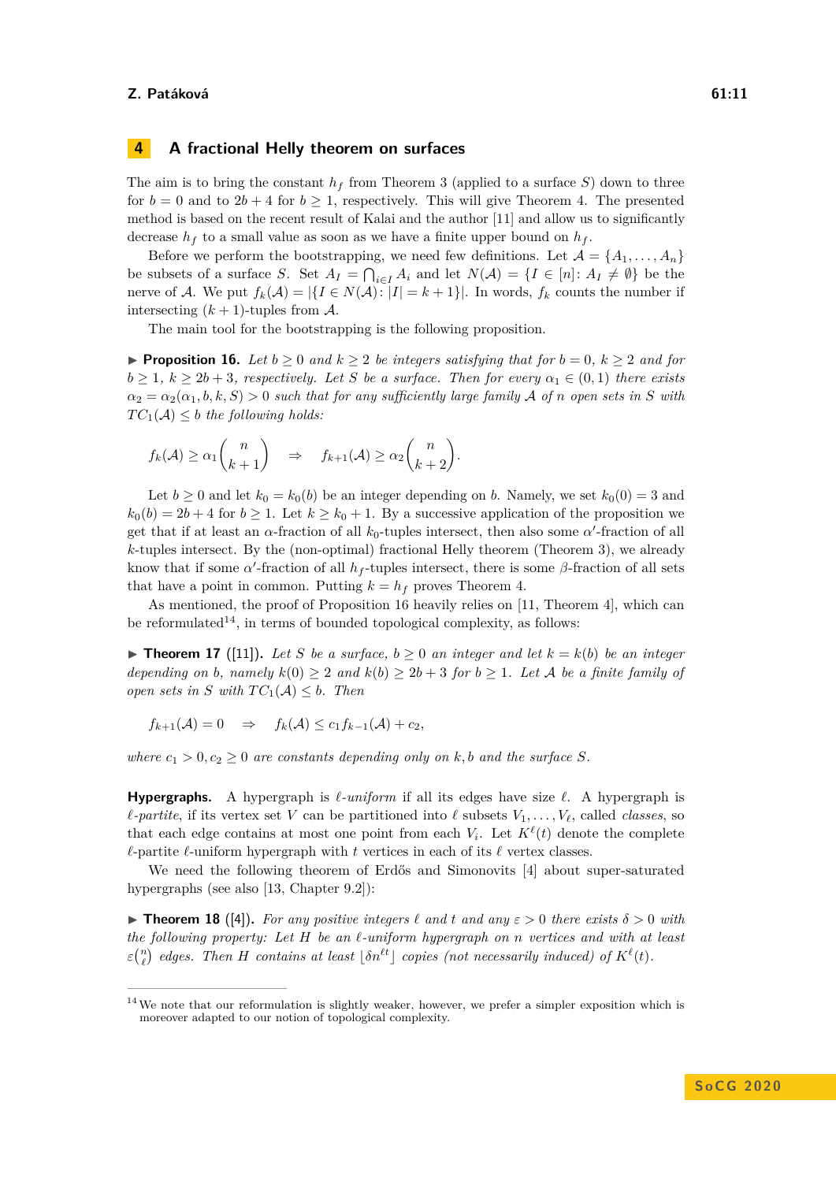## 4 A fractional Helly theorem on surfaces

The aim is to bring the constant $h_f$ from Theorem 3 (applied to a surface $S$) down to three for $b = 0$ and to $2b + 4$ for $b \geq 1$, respectively. This will give Theorem 4. The presented method is based on the recent result of Kalai and the author [11] and allow us to significantly decrease $h_f$ to a small value as soon as we have a finite upper bound on $h_f$.

Before we perform the bootstrapping, we need few definitions. Let $\mathcal{A} = \{A_1, \ldots, A_n\}$ be subsets of a surface $S$. Set $A_I = \bigcap_{i \in I} A_i$ and let $N(\mathcal{A}) = \{I \in [n] \colon A_I \neq \emptyset\}$ be the nerve of $\mathcal{A}$. We put $f_k(\mathcal{A}) = |\{I \in N(\mathcal{A}) \colon |I| = k+1\}|$. In words, $f_k$ counts the number if intersecting $(k+1)$-tuples from $\mathcal{A}$.

The main tool for the bootstrapping is the following proposition.

▶ **Proposition 16.** *Let $b \geq 0$ and $k \geq 2$ be integers satisfying that for $b = 0$, $k \geq 2$ and for $b \geq 1$, $k \geq 2b + 3$, respectively. Let $S$ be a surface. Then for every $\alpha_1 \in (0, 1)$ there exists $\alpha_2 = \alpha_2(\alpha_1, b, k, S) > 0$ such that for any sufficiently large family $\mathcal{A}$ of $n$ open sets in $S$ with $TC_1(\mathcal{A}) \leq b$ the following holds:*

$$f_k(\mathcal{A}) \geq \alpha_1 \binom{n}{k+1} \quad \Rightarrow \quad f_{k+1}(\mathcal{A}) \geq \alpha_2 \binom{n}{k+2}.$$

Let $b \geq 0$ and let $k_0 = k_0(b)$ be an integer depending on $b$. Namely, we set $k_0(0) = 3$ and $k_0(b) = 2b + 4$ for $b \geq 1$. Let $k \geq k_0 + 1$. By a successive application of the proposition we get that if at least an $\alpha$-fraction of all $k_0$-tuples intersect, then also some $\alpha'$-fraction of all $k$-tuples intersect. By the (non-optimal) fractional Helly theorem (Theorem 3), we already know that if some $\alpha'$-fraction of all $h_f$-tuples intersect, there is some $\beta$-fraction of all sets that have a point in common. Putting $k = h_f$ proves Theorem 4.

As mentioned, the proof of Proposition 16 heavily relies on [11, Theorem 4], which can be reformulated[14], in terms of bounded topological complexity, as follows:

▶ **Theorem 17** ([11]). *Let $S$ be a surface, $b \geq 0$ an integer and let $k = k(b)$ be an integer depending on $b$, namely $k(0) \geq 2$ and $k(b) \geq 2b + 3$ for $b \geq 1$. Let $\mathcal{A}$ be a finite family of open sets in $S$ with $TC_1(\mathcal{A}) \leq b$. Then*

$$f_{k+1}(\mathcal{A}) = 0 \quad \Rightarrow \quad f_k(\mathcal{A}) \leq c_1 f_{k-1}(\mathcal{A}) + c_2,$$

*where $c_1 > 0, c_2 \geq 0$ are constants depending only on $k, b$ and the surface $S$.*

**Hypergraphs.** A hypergraph is *$\ell$-uniform* if all its edges have size $\ell$. A hypergraph is *$\ell$-partite*, if its vertex set $V$ can be partitioned into $\ell$ subsets $V_1, \ldots, V_\ell$, called *classes*, so that each edge contains at most one point from each $V_i$. Let $K^\ell(t)$ denote the complete $\ell$-partite $\ell$-uniform hypergraph with $t$ vertices in each of its $\ell$ vertex classes.

We need the following theorem of Erdős and Simonovits [4] about super-saturated hypergraphs (see also [13, Chapter 9.2]):

▶ **Theorem 18** ([4]). *For any positive integers $\ell$ and $t$ and any $\varepsilon > 0$ there exists $\delta > 0$ with the following property: Let $H$ be an $\ell$-uniform hypergraph on $n$ vertices and with at least $\varepsilon \binom{n}{\ell}$ edges. Then $H$ contains at least $\lfloor \delta n^{\ell t} \rfloor$ copies (not necessarily induced) of $K^\ell(t)$.*

---

[14] We note that our reformulation is slightly weaker, however, we prefer a simpler exposition which is moreover adapted to our notion of topological complexity.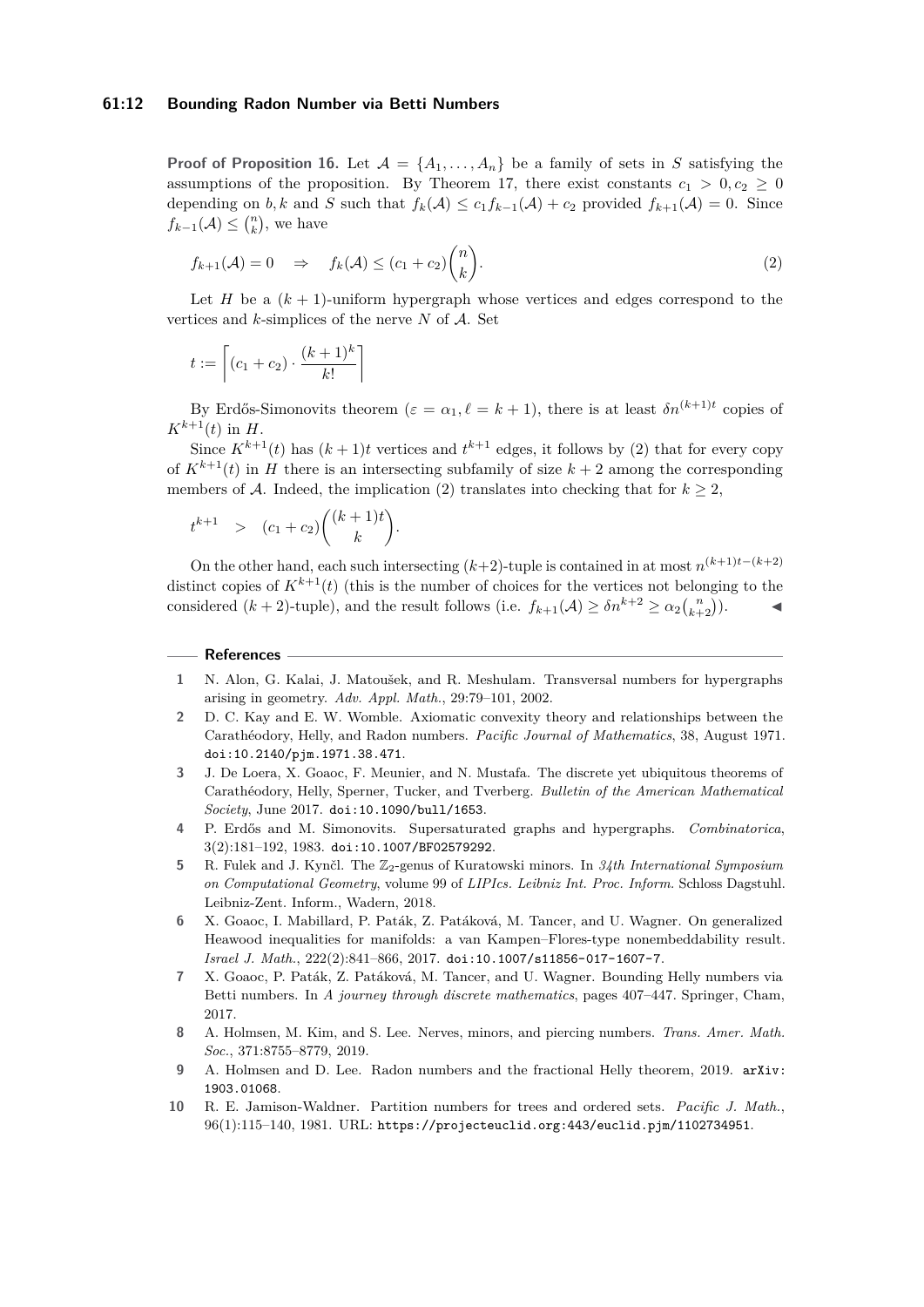**Proof of Proposition 16.** Let $\mathcal{A} = \{A_1, \ldots, A_n\}$ be a family of sets in $S$ satisfying the assumptions of the proposition. By Theorem 17, there exist constants $c_1 > 0, c_2 \geq 0$ depending on $b, k$ and $S$ such that $f_k(\mathcal{A}) \leq c_1 f_{k-1}(\mathcal{A}) + c_2$ provided $f_{k+1}(\mathcal{A}) = 0$. Since $f_{k-1}(\mathcal{A}) \leq \binom{n}{k}$, we have

$$f_{k+1}(\mathcal{A}) = 0 \quad \Rightarrow \quad f_k(\mathcal{A}) \leq (c_1 + c_2)\binom{n}{k}. \tag{2}$$

Let $H$ be a $(k+1)$-uniform hypergraph whose vertices and edges correspond to the vertices and $k$-simplices of the nerve $N$ of $\mathcal{A}$. Set

$$t := \left\lceil (c_1 + c_2) \cdot \frac{(k+1)^k}{k!} \right\rceil$$

By Erdős-Simonovits theorem ($\varepsilon = \alpha_1, \ell = k+1$), there is at least $\delta n^{(k+1)t}$ copies of $K^{k+1}(t)$ in $H$.

Since $K^{k+1}(t)$ has $(k+1)t$ vertices and $t^{k+1}$ edges, it follows by (2) that for every copy of $K^{k+1}(t)$ in $H$ there is an intersecting subfamily of size $k+2$ among the corresponding members of $\mathcal{A}$. Indeed, the implication (2) translates into checking that for $k \geq 2$,

$$t^{k+1} \quad > \quad (c_1 + c_2)\binom{(k+1)t}{k}.$$

On the other hand, each such intersecting $(k+2)$-tuple is contained in at most $n^{(k+1)t-(k+2)}$ distinct copies of $K^{k+1}(t)$ (this is the number of choices for the vertices not belonging to the considered $(k+2)$-tuple), and the result follows (i.e. $f_{k+1}(\mathcal{A}) \geq \delta n^{k+2} \geq \alpha_2 \binom{n}{k+2}$). ◀

## References

1. N. Alon, G. Kalai, J. Matoušek, and R. Meshulam. Transversal numbers for hypergraphs arising in geometry. *Adv. Appl. Math.*, 29:79–101, 2002.
2. D. C. Kay and E. W. Womble. Axiomatic convexity theory and relationships between the Carathéodory, Helly, and Radon numbers. *Pacific Journal of Mathematics*, 38, August 1971. doi:10.2140/pjm.1971.38.471.
3. J. De Loera, X. Goaoc, F. Meunier, and N. Mustafa. The discrete yet ubiquitous theorems of Carathéodory, Helly, Sperner, Tucker, and Tverberg. *Bulletin of the American Mathematical Society*, June 2017. doi:10.1090/bull/1653.
4. P. Erdős and M. Simonovits. Supersaturated graphs and hypergraphs. *Combinatorica*, 3(2):181–192, 1983. doi:10.1007/BF02579292.
5. R. Fulek and J. Kynčl. The $\mathbb{Z}_2$-genus of Kuratowski minors. In *34th International Symposium on Computational Geometry*, volume 99 of *LIPIcs. Leibniz Int. Proc. Inform.* Schloss Dagstuhl. Leibniz-Zent. Inform., Wadern, 2018.
6. X. Goaoc, I. Mabillard, P. Paták, Z. Patáková, M. Tancer, and U. Wagner. On generalized Heawood inequalities for manifolds: a van Kampen–Flores-type nonembeddability result. *Israel J. Math.*, 222(2):841–866, 2017. doi:10.1007/s11856-017-1607-7.
7. X. Goaoc, P. Paták, Z. Patáková, M. Tancer, and U. Wagner. Bounding Helly numbers via Betti numbers. In *A journey through discrete mathematics*, pages 407–447. Springer, Cham, 2017.
8. A. Holmsen, M. Kim, and S. Lee. Nerves, minors, and piercing numbers. *Trans. Amer. Math. Soc.*, 371:8755–8779, 2019.
9. A. Holmsen and D. Lee. Radon numbers and the fractional Helly theorem, 2019. arXiv:1903.01068.
10. R. E. Jamison-Waldner. Partition numbers for trees and ordered sets. *Pacific J. Math.*, 96(1):115–140, 1981. URL: https://projecteuclid.org:443/euclid.pjm/1102734951.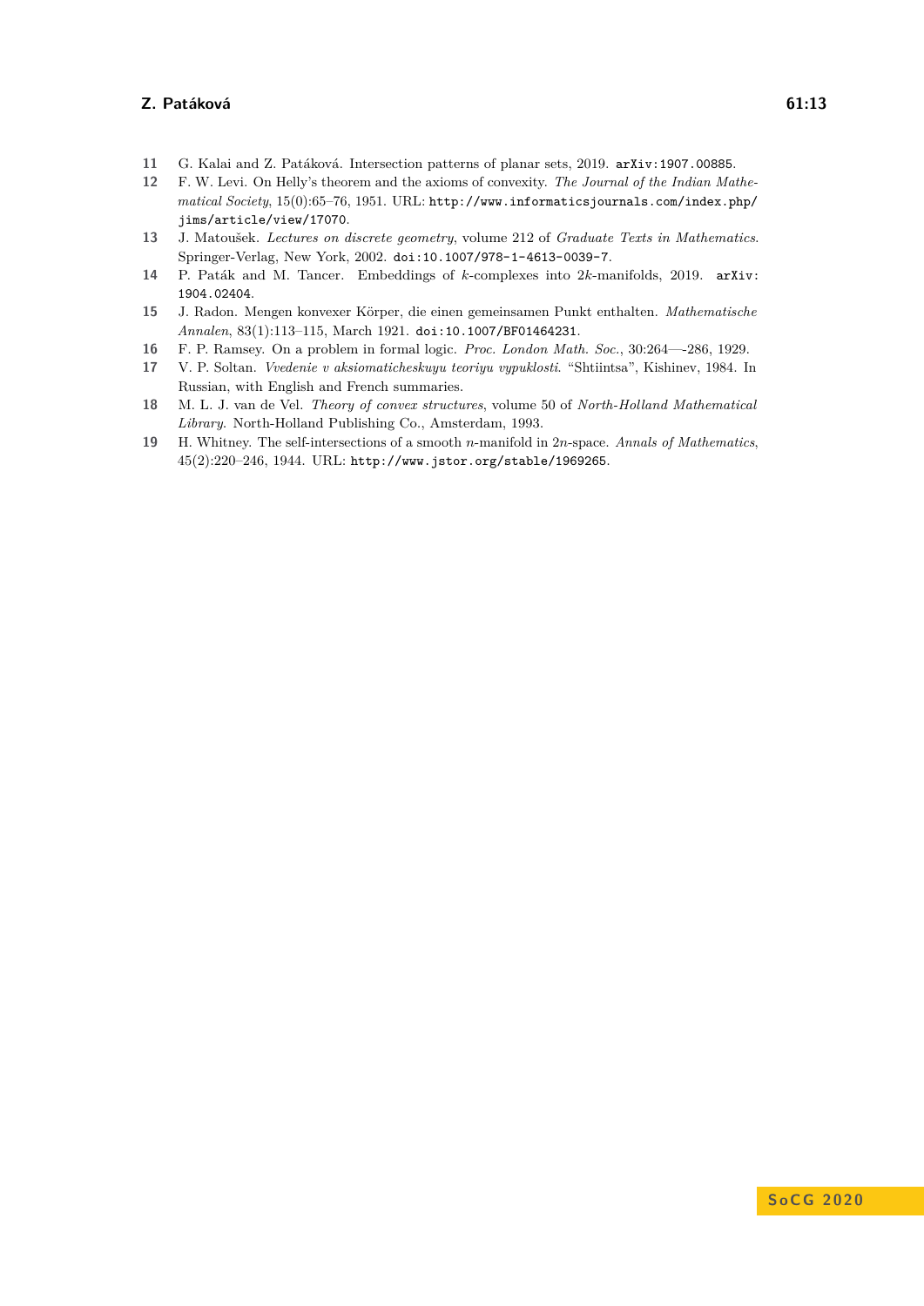11 G. Kalai and Z. Patáková. Intersection patterns of planar sets, 2019. arXiv:1907.00885.

12 F. W. Levi. On Helly's theorem and the axioms of convexity. *The Journal of the Indian Mathematical Society*, 15(0):65–76, 1951. URL: http://www.informaticsjournals.com/index.php/jims/article/view/17070.

13 J. Matoušek. *Lectures on discrete geometry*, volume 212 of *Graduate Texts in Mathematics*. Springer-Verlag, New York, 2002. doi:10.1007/978-1-4613-0039-7.

14 P. Paták and M. Tancer. Embeddings of $k$-complexes into $2k$-manifolds, 2019. arXiv:1904.02404.

15 J. Radon. Mengen konvexer Körper, die einen gemeinsamen Punkt enthalten. *Mathematische Annalen*, 83(1):113–115, March 1921. doi:10.1007/BF01464231.

16 F. P. Ramsey. On a problem in formal logic. *Proc. London Math. Soc.*, 30:264—-286, 1929.

17 V. P. Soltan. *Vvedenie v aksiomaticheskuyu teoriyu vypuklosti*. "Shtiintsa", Kishinev, 1984. In Russian, with English and French summaries.

18 M. L. J. van de Vel. *Theory of convex structures*, volume 50 of *North-Holland Mathematical Library*. North-Holland Publishing Co., Amsterdam, 1993.

19 H. Whitney. The self-intersections of a smooth $n$-manifold in $2n$-space. *Annals of Mathematics*, 45(2):220–246, 1944. URL: http://www.jstor.org/stable/1969265.